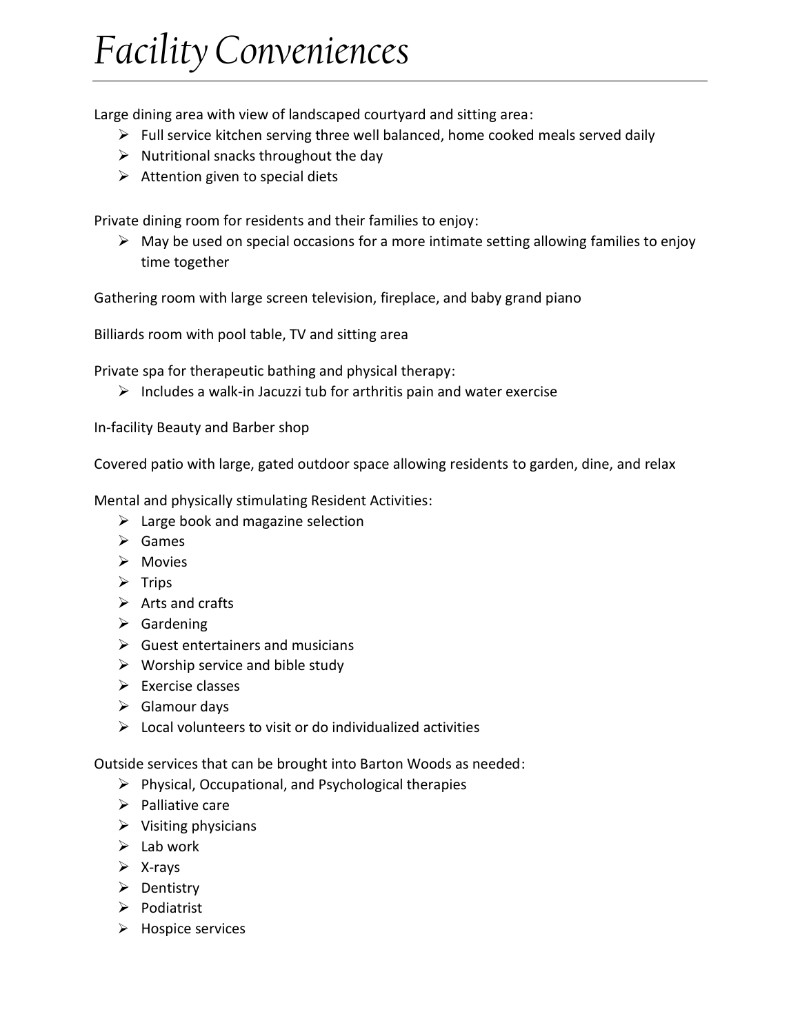# Facility Conveniences

Large dining area with view of landscaped courtyard and sitting area:

- Full service kitchen serving three well balanced, home cooked meals served daily
- Nutritional snacks throughout the day
- Attention given to special diets

Private dining room for residents and their families to enjoy:

- May be used on special occasions for a more intimate setting allowing families to enjoy time together

Gathering room with large screen television, fireplace, and baby grand piano

Billiards room with pool table, TV and sitting area

Private spa for therapeutic bathing and physical therapy:

- Includes a walk-in Jacuzzi tub for arthritis pain and water exercise

In-facility Beauty and Barber shop

Covered patio with large, gated outdoor space allowing residents to garden, dine, and relax

Mental and physically stimulating Resident Activities:

- Large book and magazine selection
- Games
- Movies
- Trips
- Arts and crafts
- Gardening
- Guest entertainers and musicians
- Worship service and bible study
- Exercise classes
- Glamour days
- Local volunteers to visit or do individualized activities

Outside services that can be brought into Barton Woods as needed:

- Physical, Occupational, and Psychological therapies
- Palliative care
- Visiting physicians
- Lab work
- X-rays
- Dentistry
- Podiatrist
- Hospice services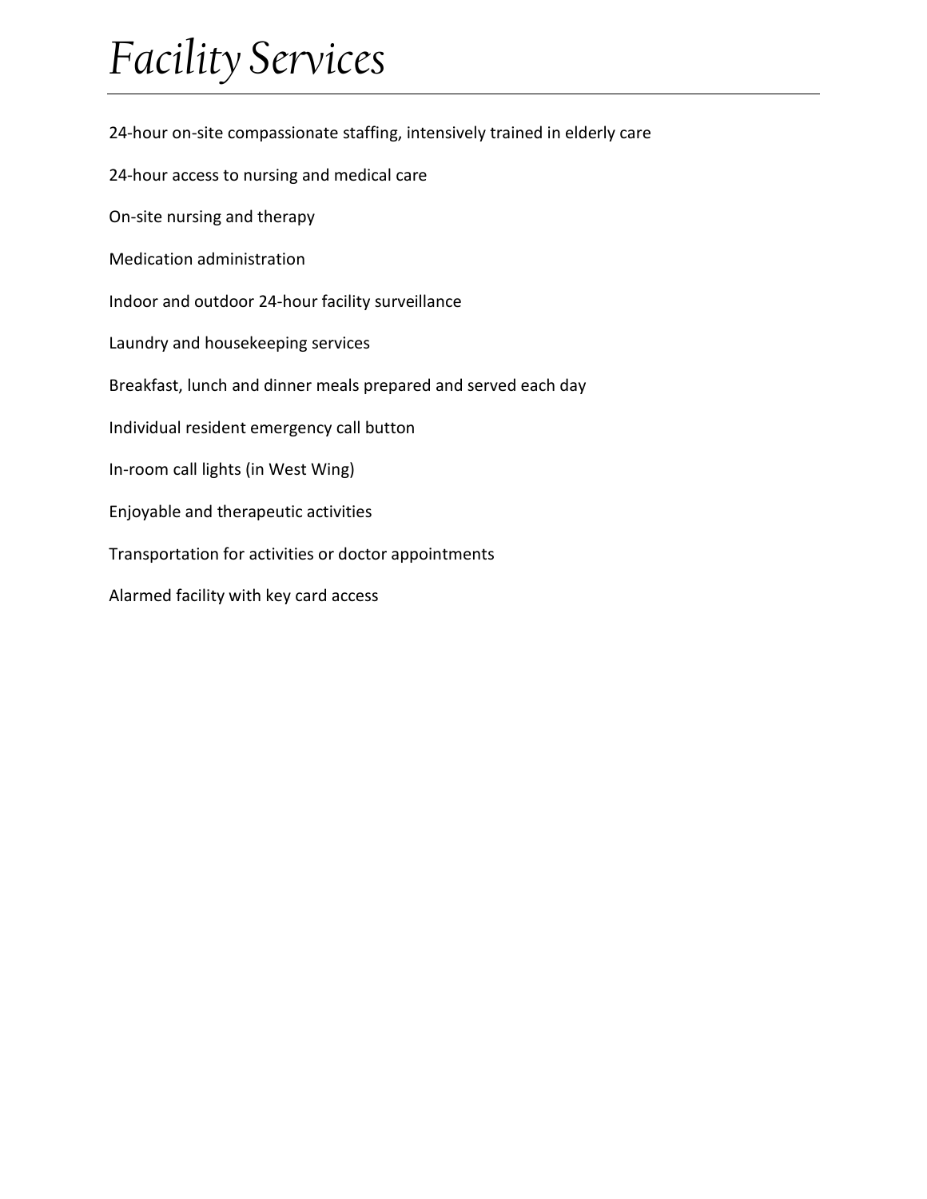# Facility Services

24-hour on-site compassionate staffing, intensively trained in elderly care

24-hour access to nursing and medical care

On-site nursing and therapy

Medication administration

Indoor and outdoor 24-hour facility surveillance

Laundry and housekeeping services

Breakfast, lunch and dinner meals prepared and served each day

Individual resident emergency call button

In-room call lights (in West Wing)

Enjoyable and therapeutic activities

Transportation for activities or doctor appointments

Alarmed facility with key card access